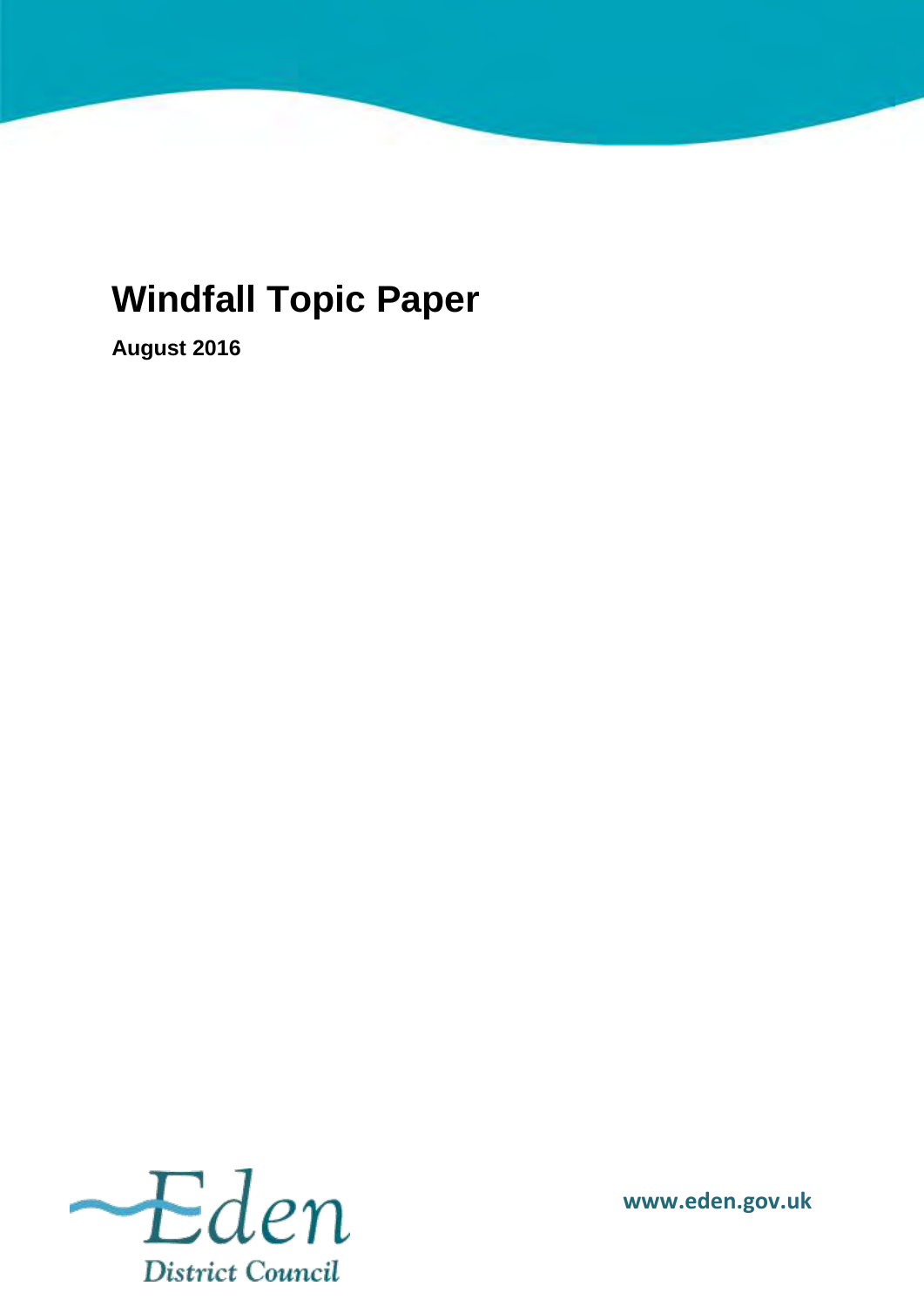# Windfall Topic Paper

**August 2016**

Eden District Council

**www.eden.gov.uk**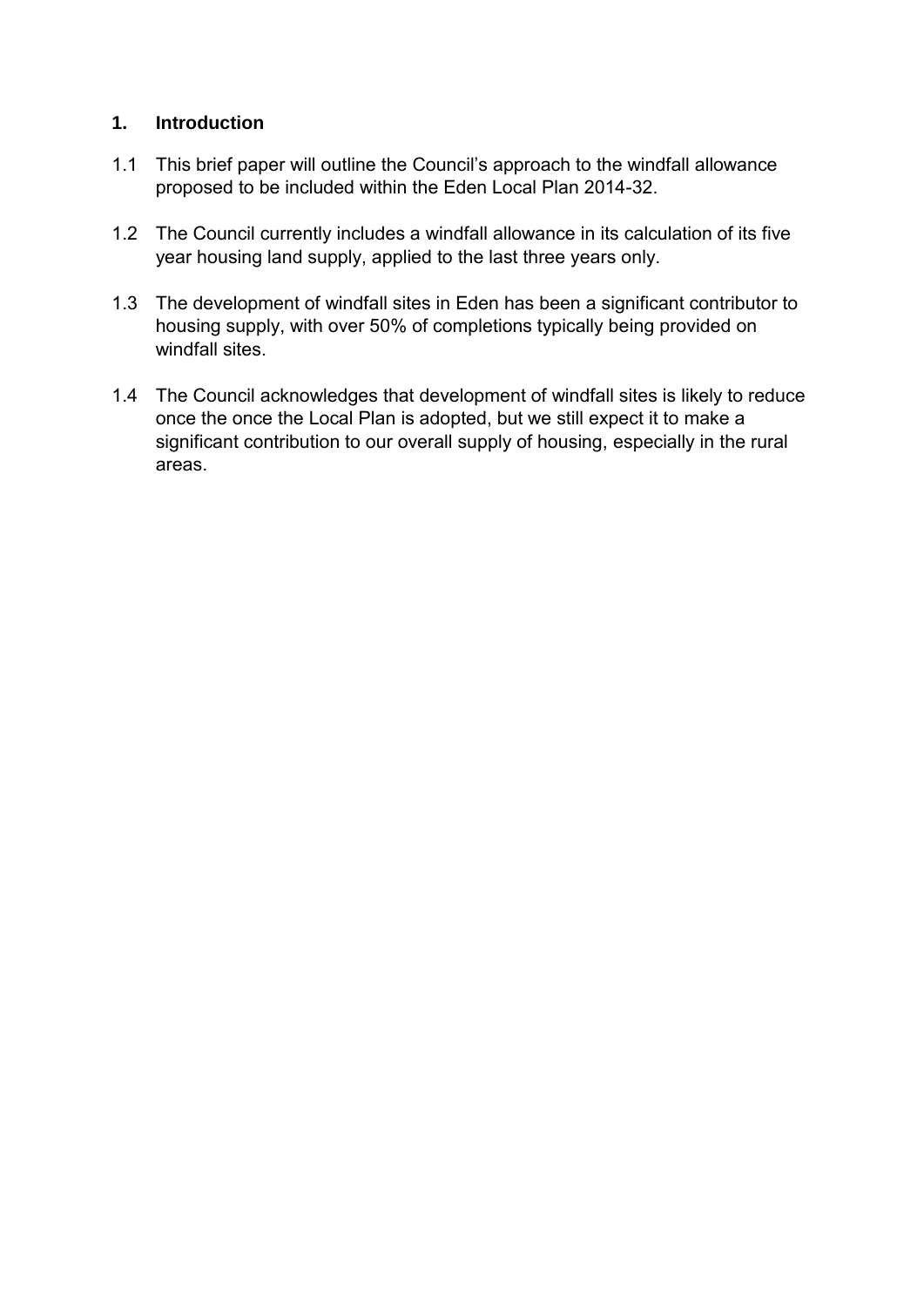## 1. Introduction

1.1 This brief paper will outline the Council's approach to the windfall allowance proposed to be included within the Eden Local Plan 2014-32.

1.2 The Council currently includes a windfall allowance in its calculation of its five year housing land supply, applied to the last three years only.

1.3 The development of windfall sites in Eden has been a significant contributor to housing supply, with over 50% of completions typically being provided on windfall sites.

1.4 The Council acknowledges that development of windfall sites is likely to reduce once the once the Local Plan is adopted, but we still expect it to make a significant contribution to our overall supply of housing, especially in the rural areas.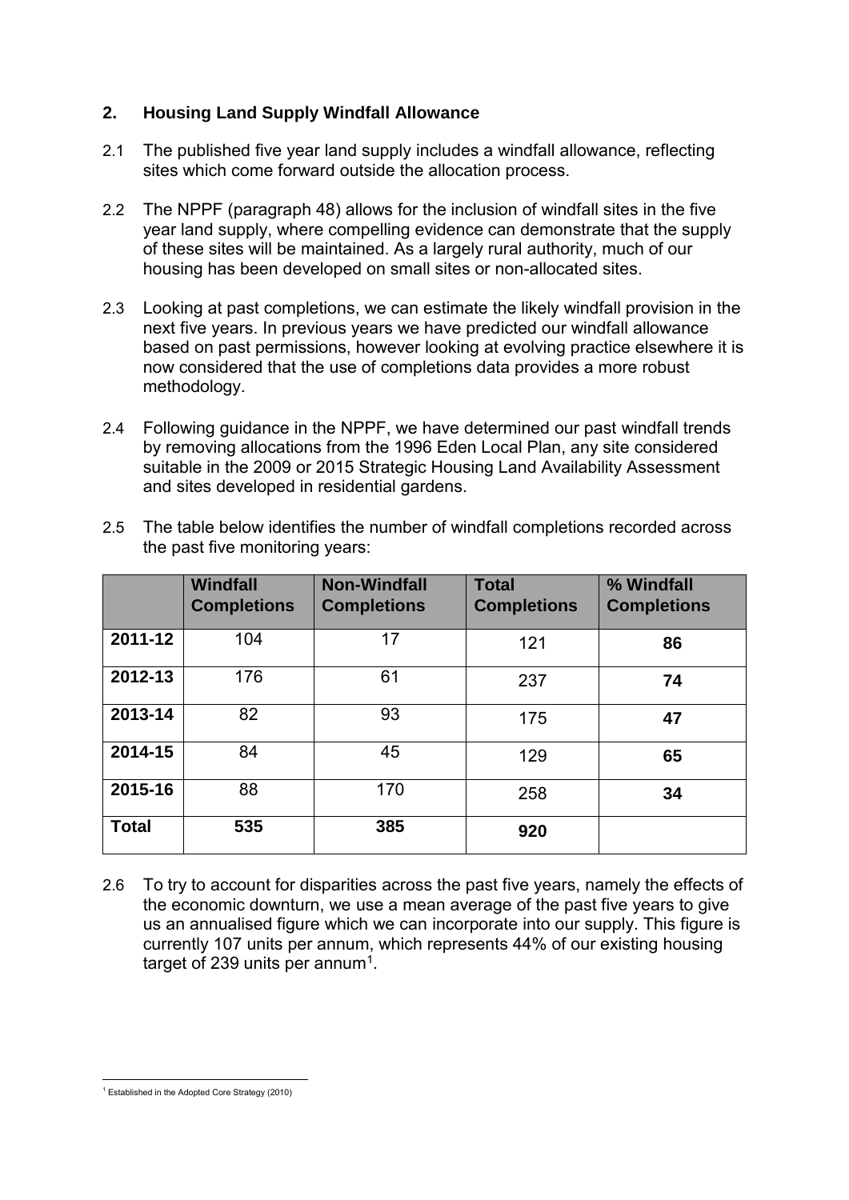## 2. Housing Land Supply Windfall Allowance

2.1 The published five year land supply includes a windfall allowance, reflecting sites which come forward outside the allocation process.

2.2 The NPPF (paragraph 48) allows for the inclusion of windfall sites in the five year land supply, where compelling evidence can demonstrate that the supply of these sites will be maintained. As a largely rural authority, much of our housing has been developed on small sites or non-allocated sites.

2.3 Looking at past completions, we can estimate the likely windfall provision in the next five years. In previous years we have predicted our windfall allowance based on past permissions, however looking at evolving practice elsewhere it is now considered that the use of completions data provides a more robust methodology.

2.4 Following guidance in the NPPF, we have determined our past windfall trends by removing allocations from the 1996 Eden Local Plan, any site considered suitable in the 2009 or 2015 Strategic Housing Land Availability Assessment and sites developed in residential gardens.

2.5 The table below identifies the number of windfall completions recorded across the past five monitoring years:

| | **Windfall Completions** | **Non-Windfall Completions** | **Total Completions** | **% Windfall Completions** |
|---|---|---|---|---|
| **2011-12** | 104 | 17 | 121 | **86** |
| **2012-13** | 176 | 61 | 237 | **74** |
| **2013-14** | 82 | 93 | 175 | **47** |
| **2014-15** | 84 | 45 | 129 | **65** |
| **2015-16** | 88 | 170 | 258 | **34** |
| **Total** | **535** | **385** | **920** | |

2.6 To try to account for disparities across the past five years, namely the effects of the economic downturn, we use a mean average of the past five years to give us an annualised figure which we can incorporate into our supply. This figure is currently 107 units per annum, which represents 44% of our existing housing target of 239 units per annum[1].

[1] Established in the Adopted Core Strategy (2010)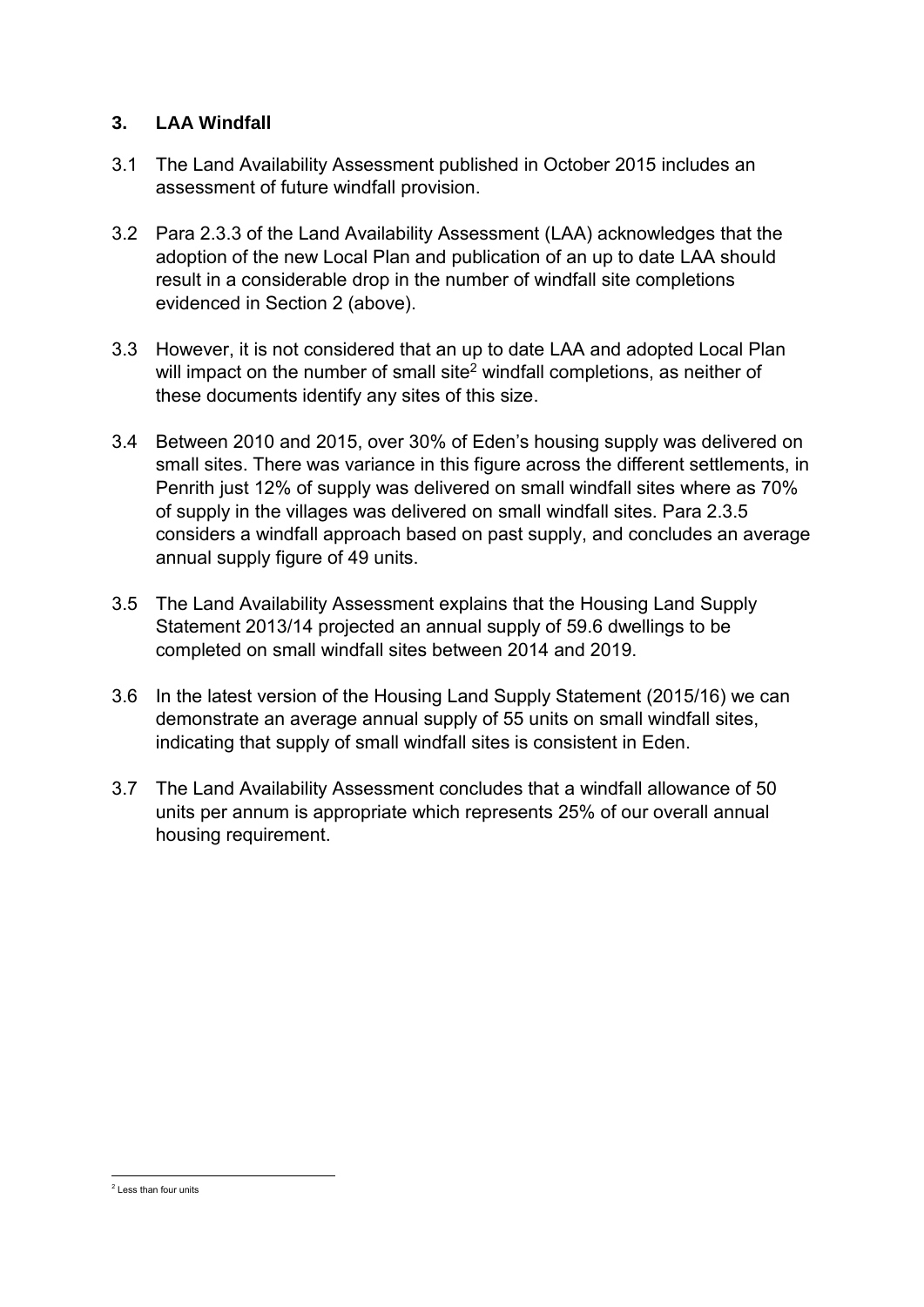## 3. LAA Windfall

3.1 The Land Availability Assessment published in October 2015 includes an assessment of future windfall provision.

3.2 Para 2.3.3 of the Land Availability Assessment (LAA) acknowledges that the adoption of the new Local Plan and publication of an up to date LAA should result in a considerable drop in the number of windfall site completions evidenced in Section 2 (above).

3.3 However, it is not considered that an up to date LAA and adopted Local Plan will impact on the number of small site[2] windfall completions, as neither of these documents identify any sites of this size.

3.4 Between 2010 and 2015, over 30% of Eden's housing supply was delivered on small sites. There was variance in this figure across the different settlements, in Penrith just 12% of supply was delivered on small windfall sites where as 70% of supply in the villages was delivered on small windfall sites. Para 2.3.5 considers a windfall approach based on past supply, and concludes an average annual supply figure of 49 units.

3.5 The Land Availability Assessment explains that the Housing Land Supply Statement 2013/14 projected an annual supply of 59.6 dwellings to be completed on small windfall sites between 2014 and 2019.

3.6 In the latest version of the Housing Land Supply Statement (2015/16) we can demonstrate an average annual supply of 55 units on small windfall sites, indicating that supply of small windfall sites is consistent in Eden.

3.7 The Land Availability Assessment concludes that a windfall allowance of 50 units per annum is appropriate which represents 25% of our overall annual housing requirement.

[2] Less than four units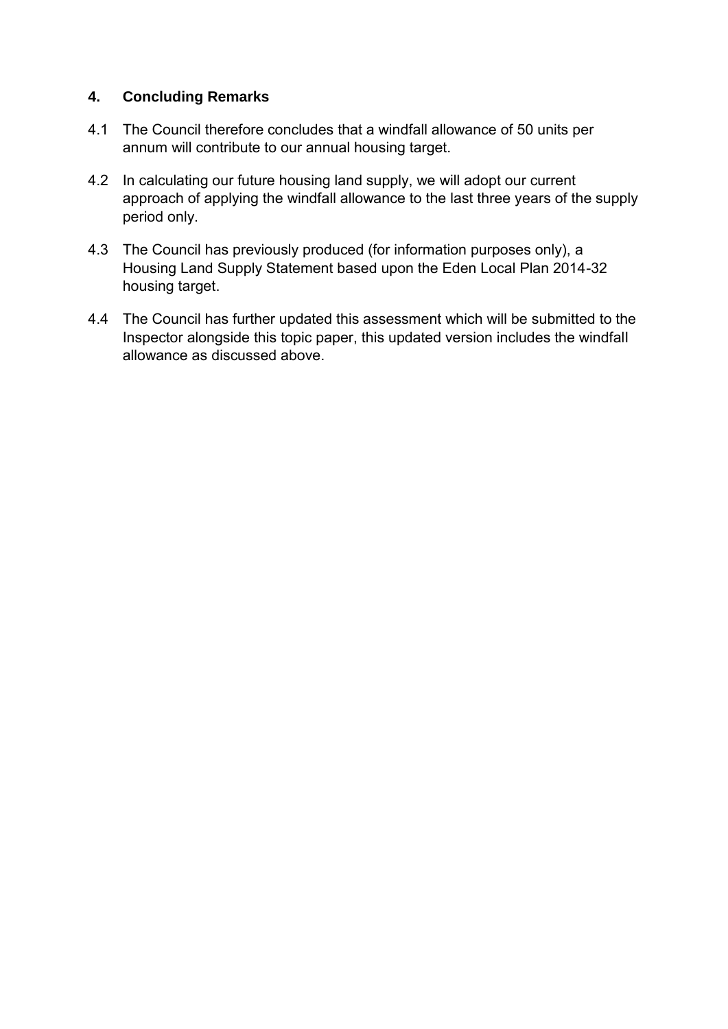## 4. Concluding Remarks

4.1 The Council therefore concludes that a windfall allowance of 50 units per annum will contribute to our annual housing target.

4.2 In calculating our future housing land supply, we will adopt our current approach of applying the windfall allowance to the last three years of the supply period only.

4.3 The Council has previously produced (for information purposes only), a Housing Land Supply Statement based upon the Eden Local Plan 2014-32 housing target.

4.4 The Council has further updated this assessment which will be submitted to the Inspector alongside this topic paper, this updated version includes the windfall allowance as discussed above.